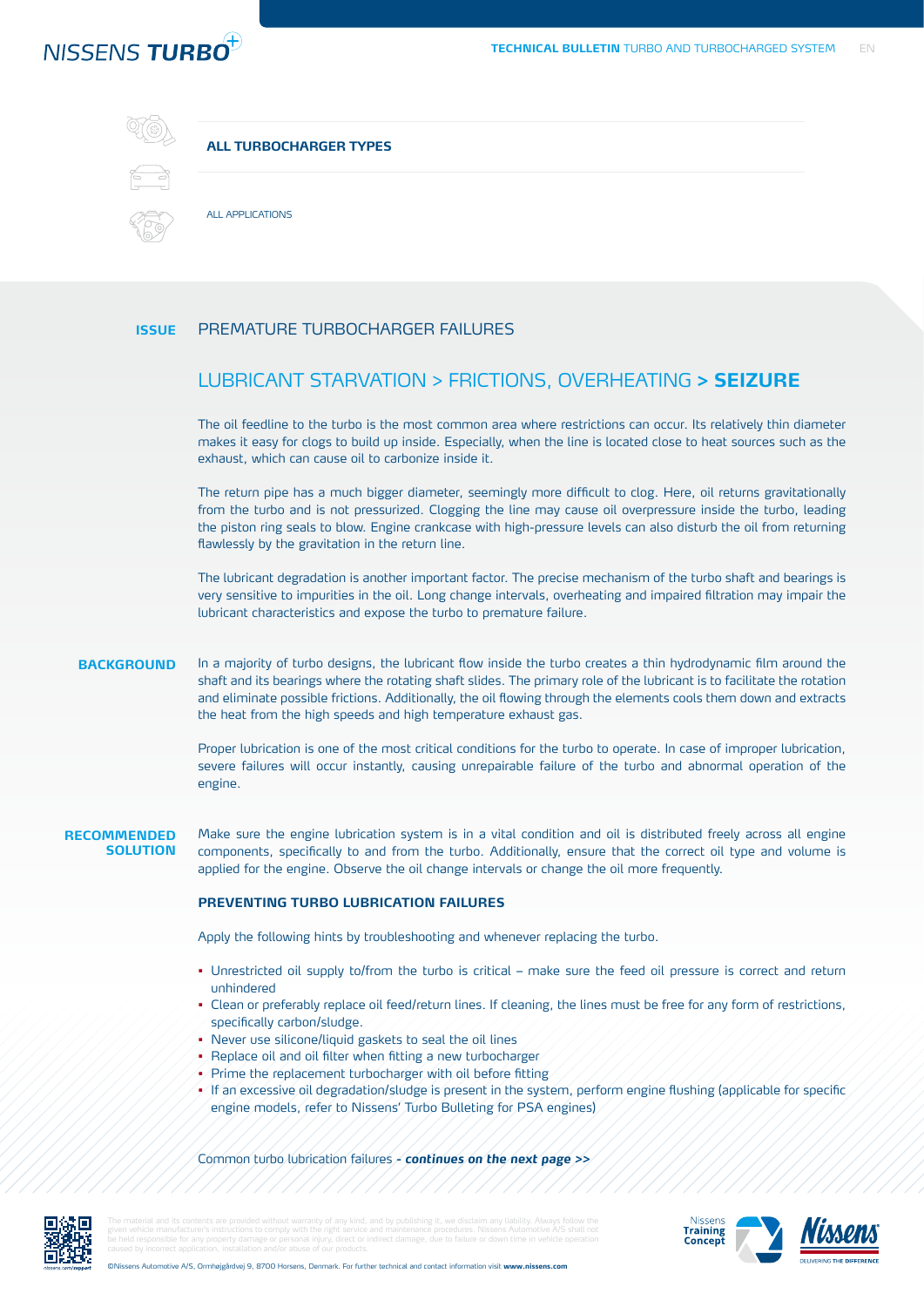# ALL TURBOCHARGER TYPES

ALL APPLICATIONS

**ISSUE** PREMATURE TURBOCHARGER FAILURES

## LUBRICANT STARVATION > FRICTIONS, OVERHEATING > **SEIZURE**

The oil feedline to the turbo is the most common area where restrictions can occur. Its relatively thin diameter makes it easy for clogs to build up inside. Especially, when the line is located close to heat sources such as the exhaust, which can cause oil to carbonize inside it.

The return pipe has a much bigger diameter, seemingly more difficult to clog. Here, oil returns gravitationally from the turbo and is not pressurized. Clogging the line may cause oil overpressure inside the turbo, leading the piston ring seals to blow. Engine crankcase with high-pressure levels can also disturb the oil from returning flawlessly by the gravitation in the return line.

The lubricant degradation is another important factor. The precise mechanism of the turbo shaft and bearings is very sensitive to impurities in the oil. Long change intervals, overheating and impaired filtration may impair the lubricant characteristics and expose the turbo to premature failure.

**BACKGROUND**

In a majority of turbo designs, the lubricant flow inside the turbo creates a thin hydrodynamic film around the shaft and its bearings where the rotating shaft slides. The primary role of the lubricant is to facilitate the rotation and eliminate possible frictions. Additionally, the oil flowing through the elements cools them down and extracts the heat from the high speeds and high temperature exhaust gas.

Proper lubrication is one of the most critical conditions for the turbo to operate. In case of improper lubrication, severe failures will occur instantly, causing unrepairable failure of the turbo and abnormal operation of the engine.

**RECOMMENDED SOLUTION**

Make sure the engine lubrication system is in a vital condition and oil is distributed freely across all engine components, specifically to and from the turbo. Additionally, ensure that the correct oil type and volume is applied for the engine. Observe the oil change intervals or change the oil more frequently.

### PREVENTING TURBO LUBRICATION FAILURES

Apply the following hints by troubleshooting and whenever replacing the turbo.

- Unrestricted oil supply to/from the turbo is critical – make sure the feed oil pressure is correct and return unhindered
- Clean or preferably replace oil feed/return lines. If cleaning, the lines must be free for any form of restrictions, specifically carbon/sludge.
- Never use silicone/liquid gaskets to seal the oil lines
- Replace oil and oil filter when fitting a new turbocharger
- Prime the replacement turbocharger with oil before fitting
- If an excessive oil degradation/sludge is present in the system, perform engine flushing (applicable for specific engine models, refer to Nissens' Turbo Bulleting for PSA engines)

Common turbo lubrication failures ***- continues on the next page >>***

The material and its contents are provided without warranty of any kind, and by publishing it, we disclaim any liability. Always follow the given vehicle manufacturer's instructions to comply with the right service and maintenance procedures. Nissens Automotive A/S shall not be held responsible for any property damage or personal injury, direct or indirect damage, due to failure or down time in vehicle operation caused by incorrect application, installation and/or abuse of our products.

©Nissens Automotive A/S, Ormhøjgårdvej 9, 8700 Horsens, Denmark. For further technical and contact information visit **www.nissens.com**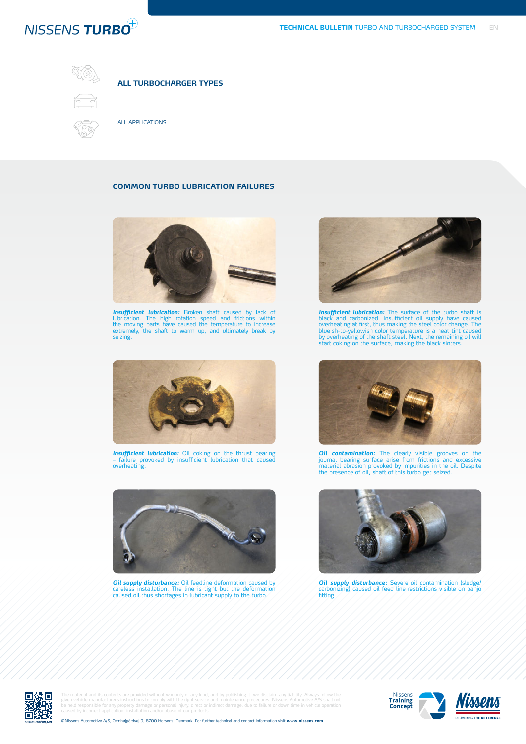## ALL TURBOCHARGER TYPES

ALL APPLICATIONS

### COMMON TURBO LUBRICATION FAILURES

***Insufficient lubrication:*** Broken shaft caused by lack of lubrication. The high rotation speed and frictions within the moving parts have caused the temperature to increase extremely, the shaft to warm up, and ultimately break by seizing.

***Insufficient lubrication:*** The surface of the turbo shaft is black and carbonized. Insufficient oil supply have caused overheating at first, thus making the steel color change. The blueish-to-yellowish color temperature is a heat tint caused by overheating of the shaft steel. Next, the remaining oil will start coking on the surface, making the black sinters.

***Insufficient lubrication:*** Oil coking on the thrust bearing – failure provoked by insufficient lubrication that caused overheating.

***Oil contamination:*** The clearly visible grooves on the journal bearing surface arise from frictions and excessive material abrasion provoked by impurities in the oil. Despite the presence of oil, shaft of this turbo get seized.

***Oil supply disturbance:*** Oil feedline deformation caused by careless installation. The line is tight but the deformation caused oil thus shortages in lubricant supply to the turbo.

***Oil supply disturbance:*** Severe oil contamination (sludge/ carbonizing) caused oil feed line restrictions visible on banjo fitting.

The material and its contents are provided without warranty of any kind, and by publishing it, we disclaim any liability. Always follow the given vehicle manufacturer's instructions to comply with the right service and maintenance procedures. Nissens Automotive A/S shall not be held responsible for any property damage or personal injury, direct or indirect damage, due to failure or down time in vehicle operation caused by incorrect application, installation and/or abuse of our products.

©Nissens Automotive A/S, Ormhøjgårdvej 9, 8700 Horsens, Denmark. For further technical and contact information visit **www.nissens.com**